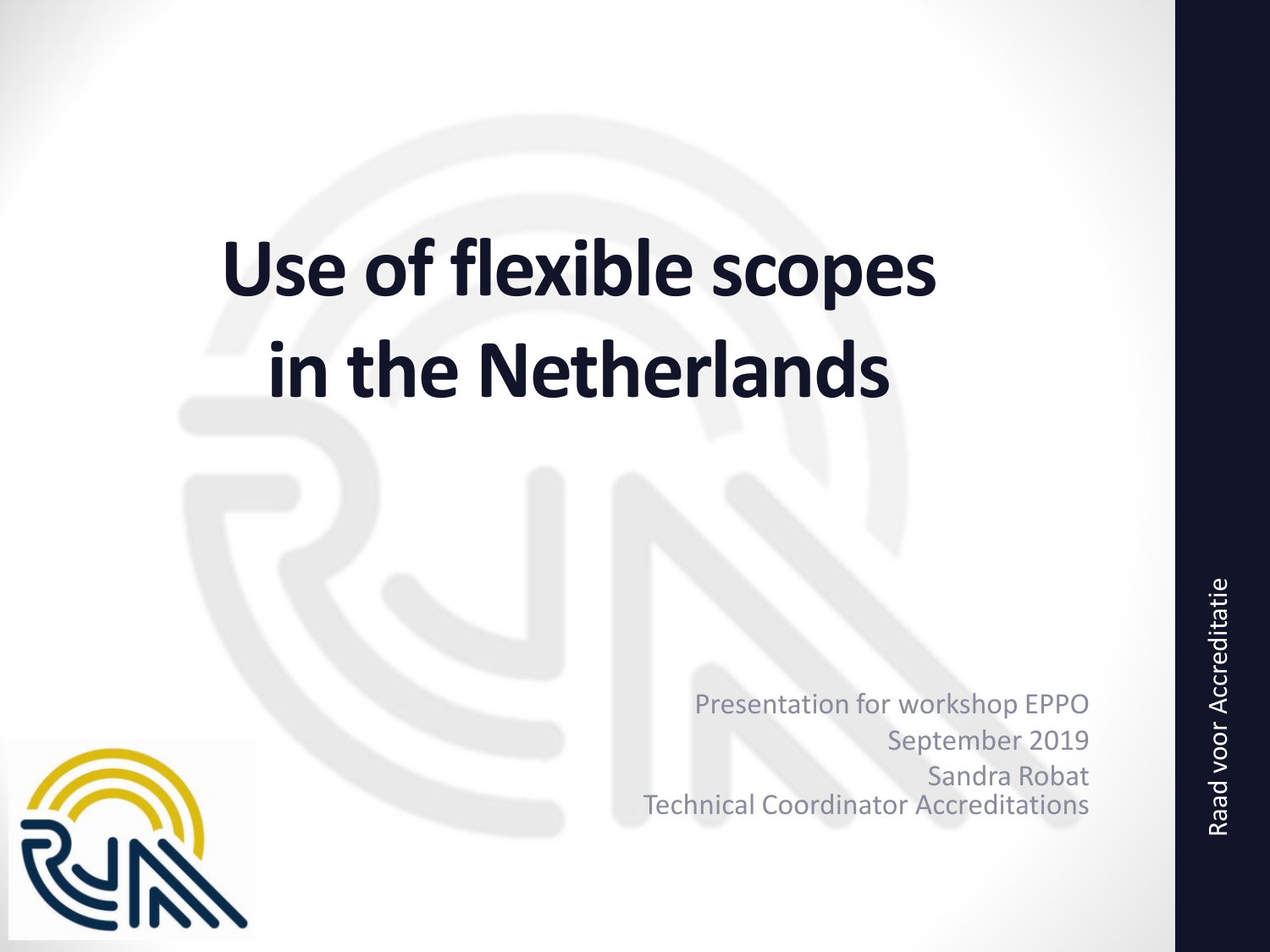# Use of flexible scopes in the Netherlands

Presentation for workshop EPPO
September 2019
Sandra Robat
Technical Coordinator Accreditations

Raad voor Accreditatie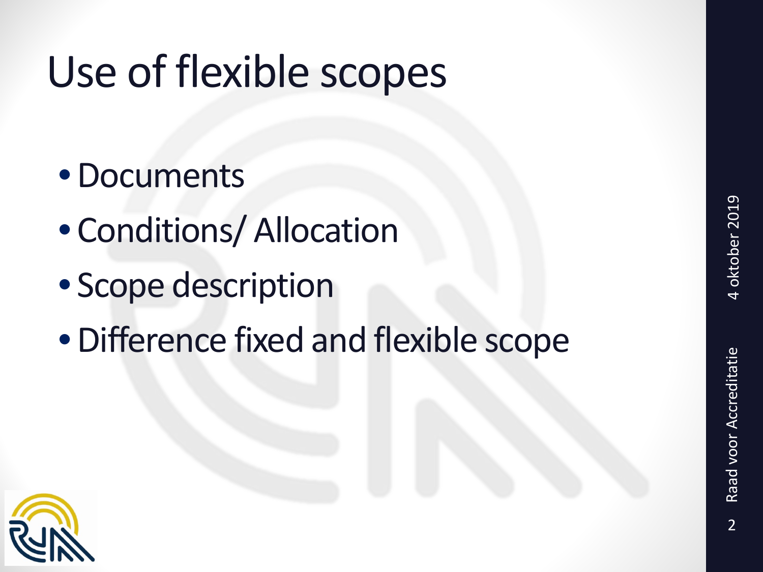# Use of flexible scopes

- Documents
- Conditions/ Allocation
- Scope description
- Difference fixed and flexible scope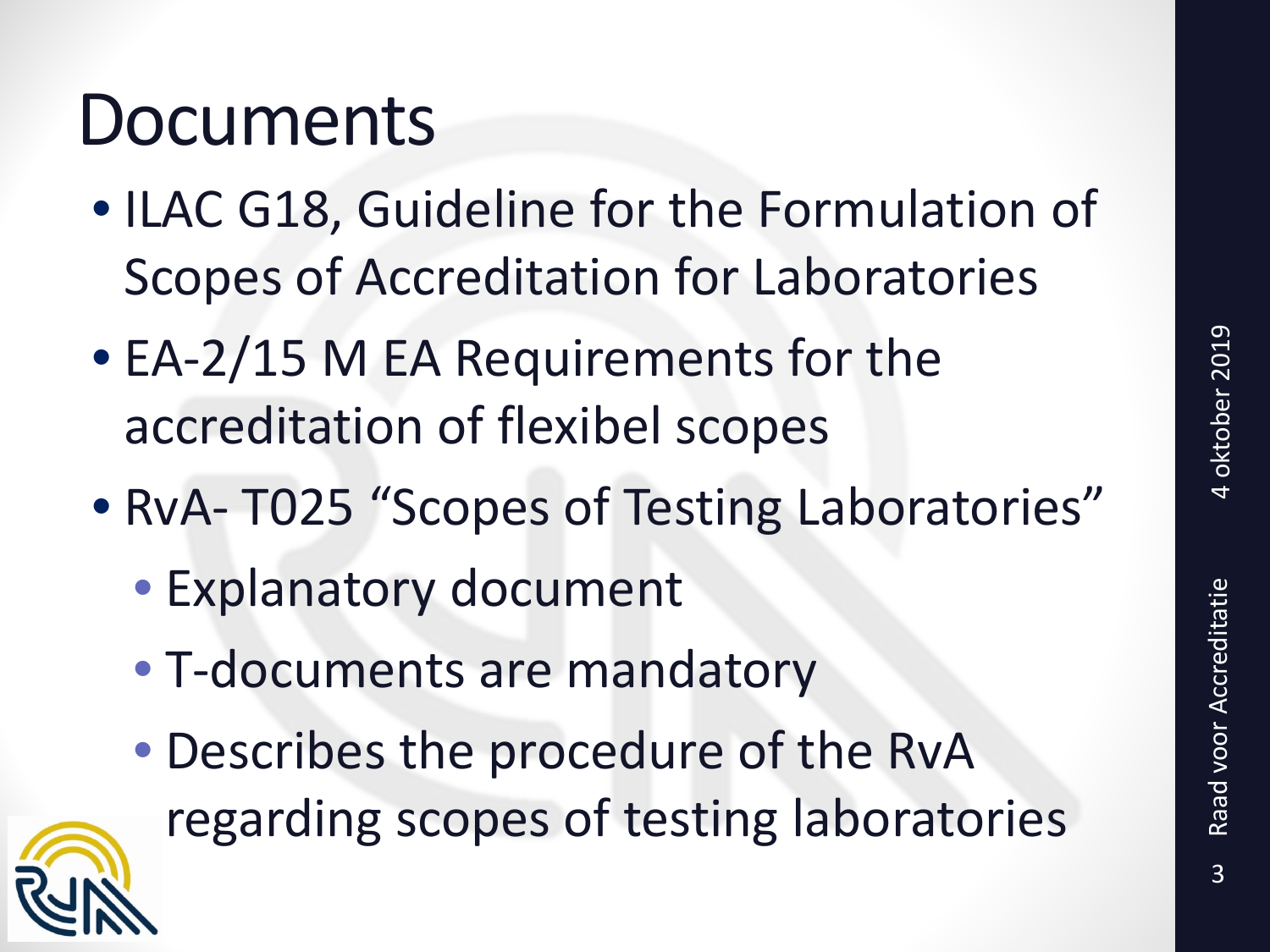# Documents

- ILAC G18, Guideline for the Formulation of Scopes of Accreditation for Laboratories
- EA-2/15 M EA Requirements for the accreditation of flexibel scopes
- RvA- T025 “Scopes of Testing Laboratories”
  - Explanatory document
  - T-documents are mandatory
  - Describes the procedure of the RvA regarding scopes of testing laboratories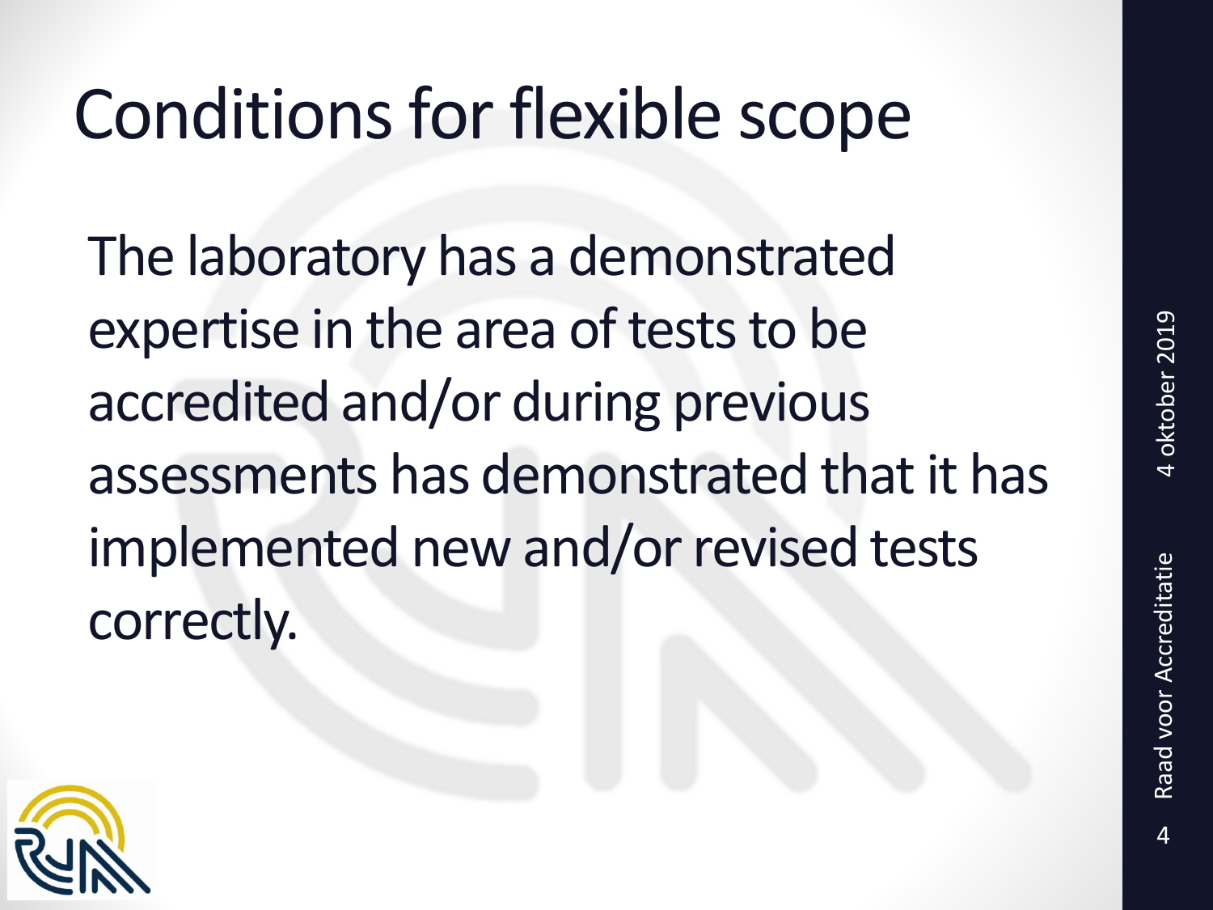# Conditions for flexible scope

The laboratory has a demonstrated expertise in the area of tests to be accredited and/or during previous assessments has demonstrated that it has implemented new and/or revised tests correctly.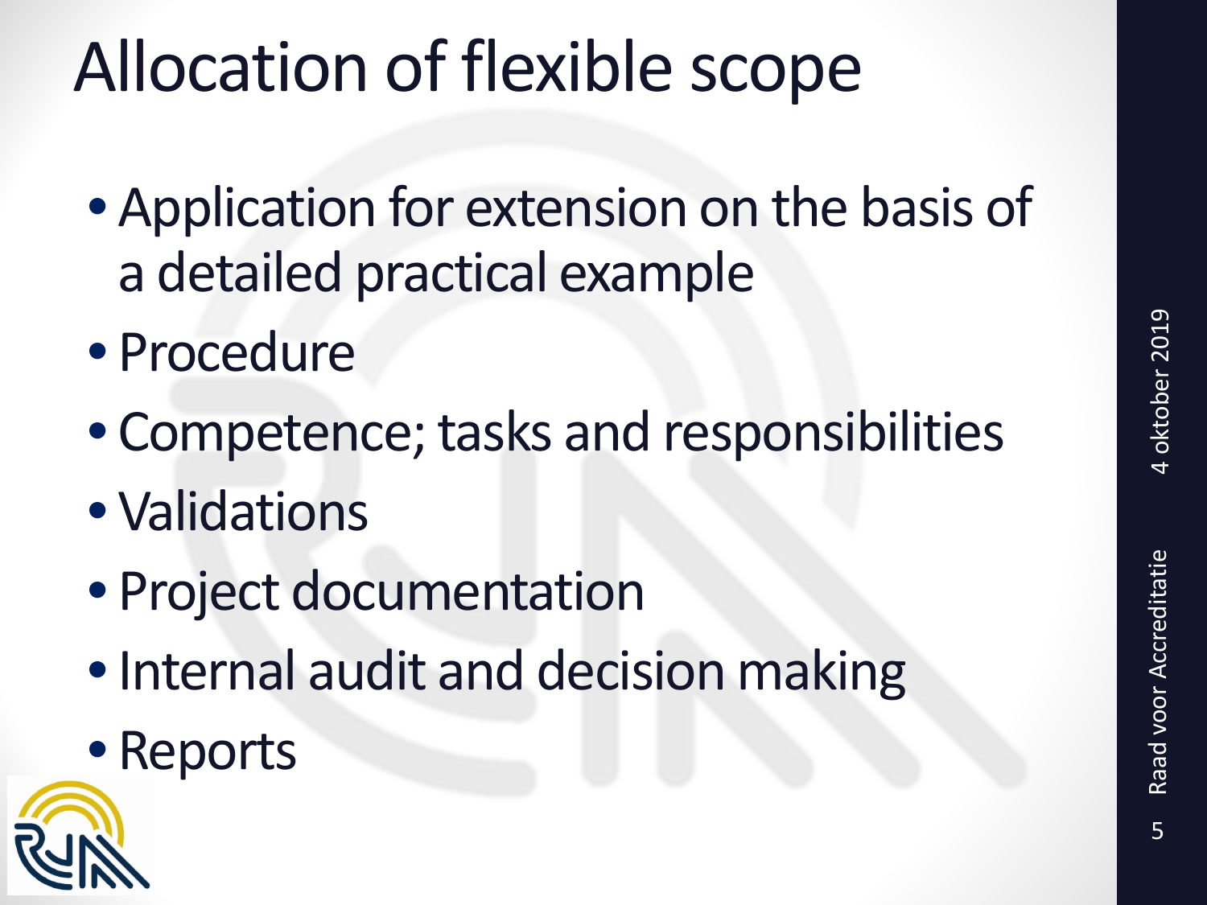# Allocation of flexible scope

- Application for extension on the basis of a detailed practical example
- Procedure
- Competence; tasks and responsibilities
- Validations
- Project documentation
- Internal audit and decision making
- Reports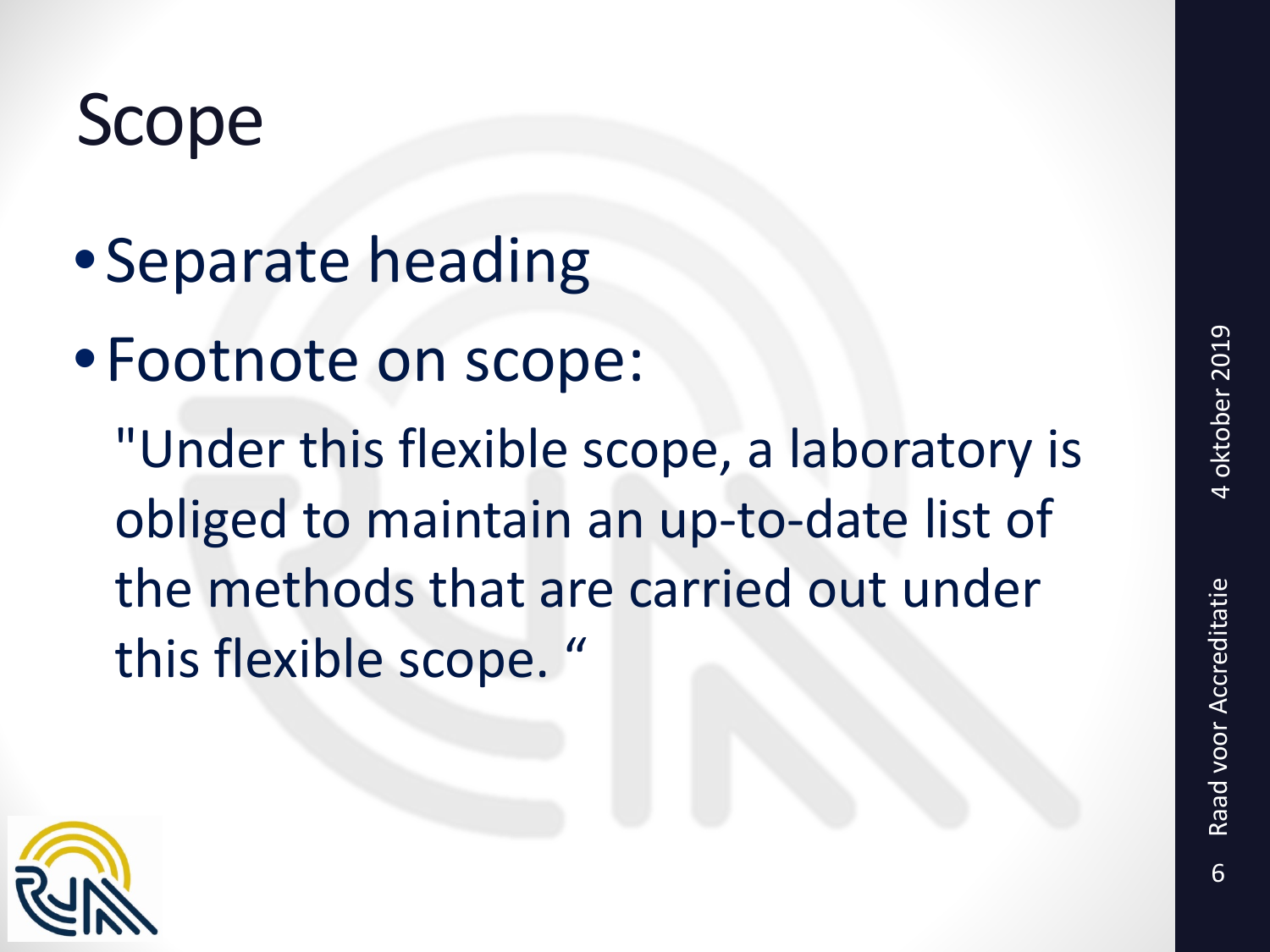# Scope

- Separate heading
- Footnote on scope:

  "Under this flexible scope, a laboratory is obliged to maintain an up-to-date list of the methods that are carried out under this flexible scope. "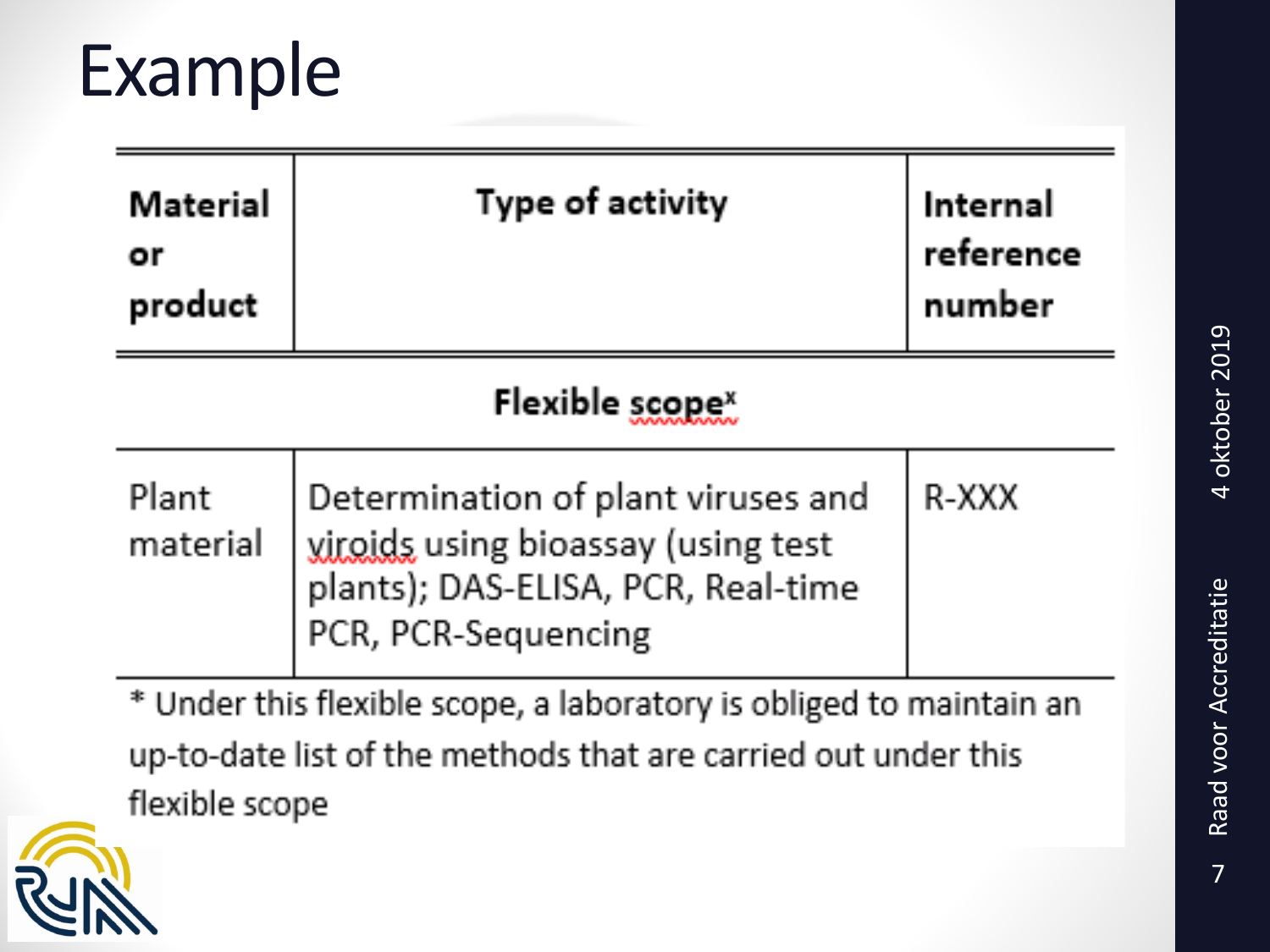# Example

| Material or product | Type of activity | Internal reference number |
|---|---|---|
| | **Flexible scope*** | |
| Plant material | Determination of plant viruses and viroids using bioassay (using test plants); DAS-ELISA, PCR, Real-time PCR, PCR-Sequencing | R-XXX |

* Under this flexible scope, a laboratory is obliged to maintain an up-to-date list of the methods that are carried out under this flexible scope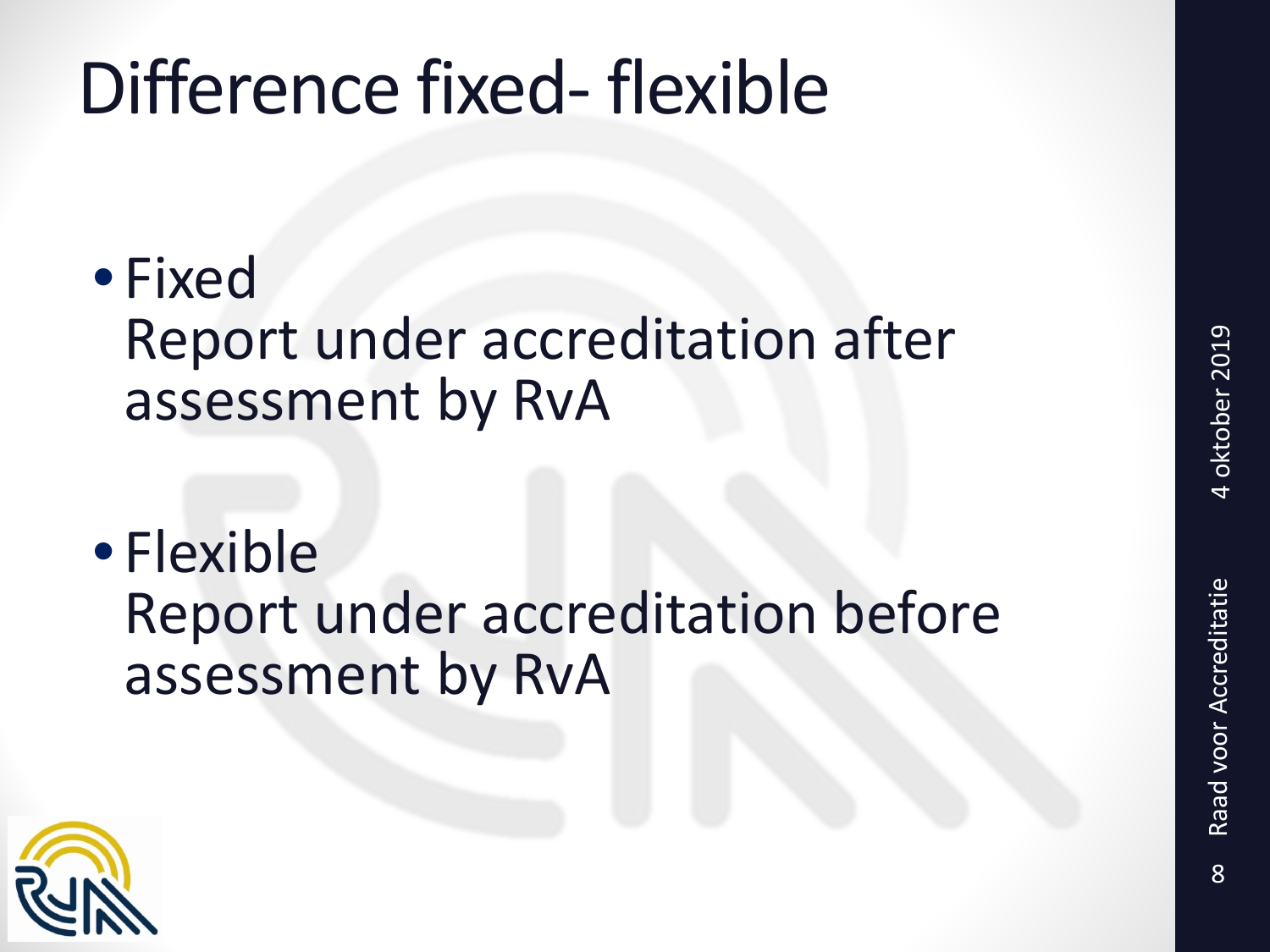# Difference fixed- flexible

- Fixed
  Report under accreditation after assessment by RvA

- Flexible
  Report under accreditation before assessment by RvA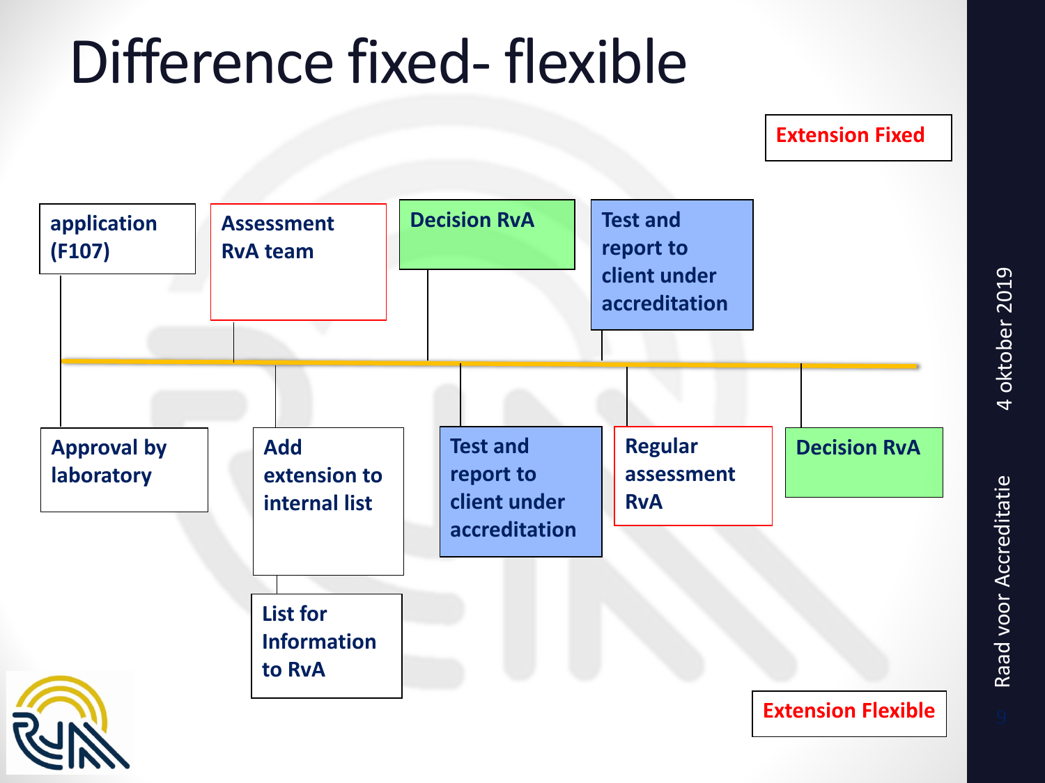# Difference fixed- flexible

**Extension Fixed**

- **application (F107)**
- **Assessment RvA team**
- **Decision RvA**
- **Test and report to client under accreditation**

**Extension Flexible**

- **Approval by laboratory**
- **Add extension to internal list**
  - **List for Information to RvA**
- **Test and report to client under accreditation**
- **Regular assessment RvA**
- **Decision RvA**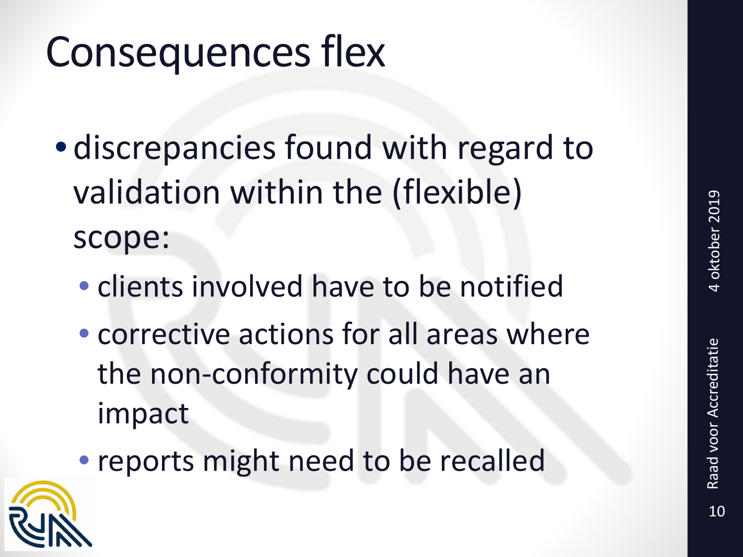# Consequences flex

- discrepancies found with regard to validation within the (flexible) scope:
  - clients involved have to be notified
  - corrective actions for all areas where the non-conformity could have an impact
  - reports might need to be recalled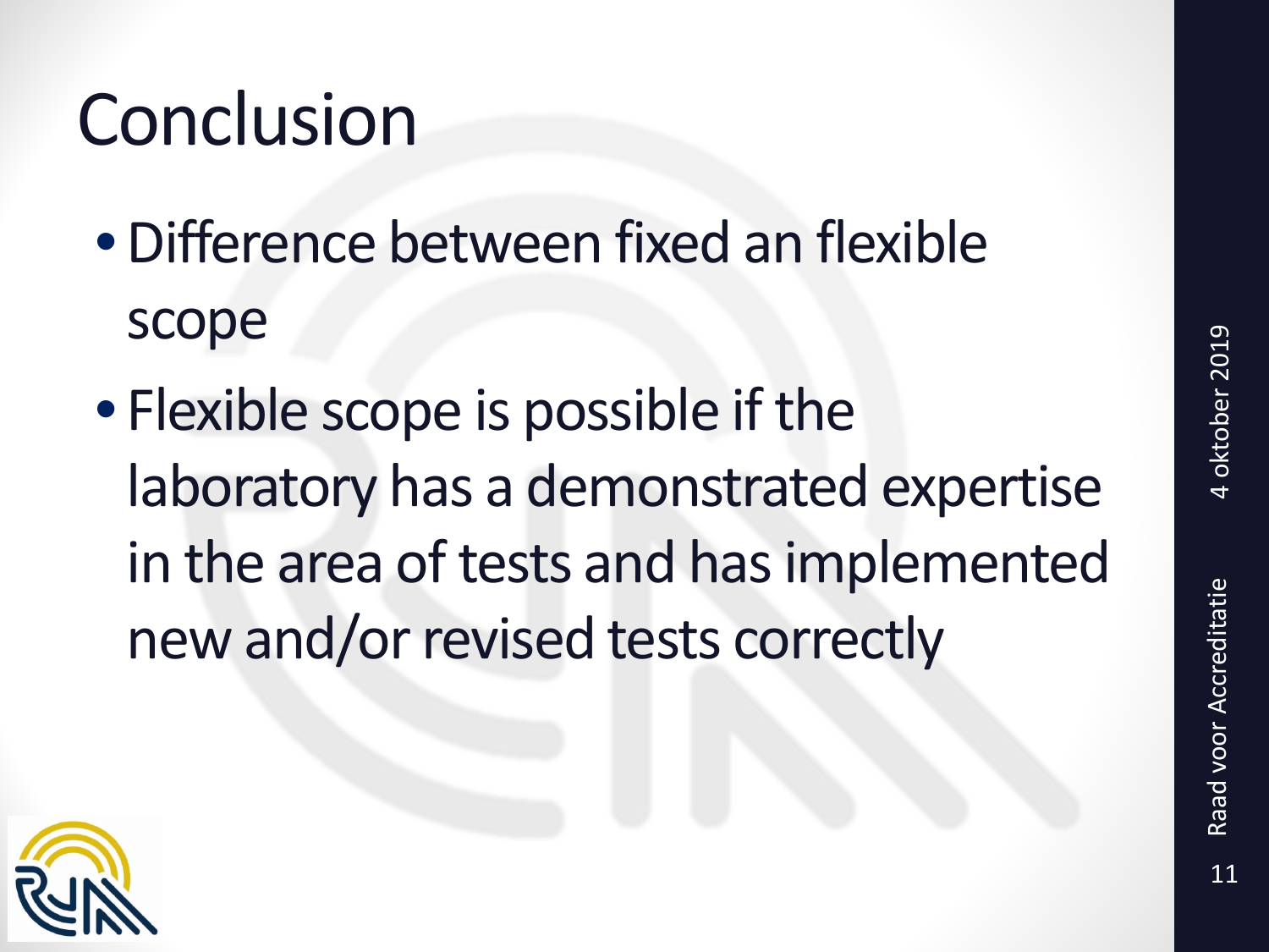# Conclusion

- Difference between fixed an flexible scope
- Flexible scope is possible if the laboratory has a demonstrated expertise in the area of tests and has implemented new and/or revised tests correctly